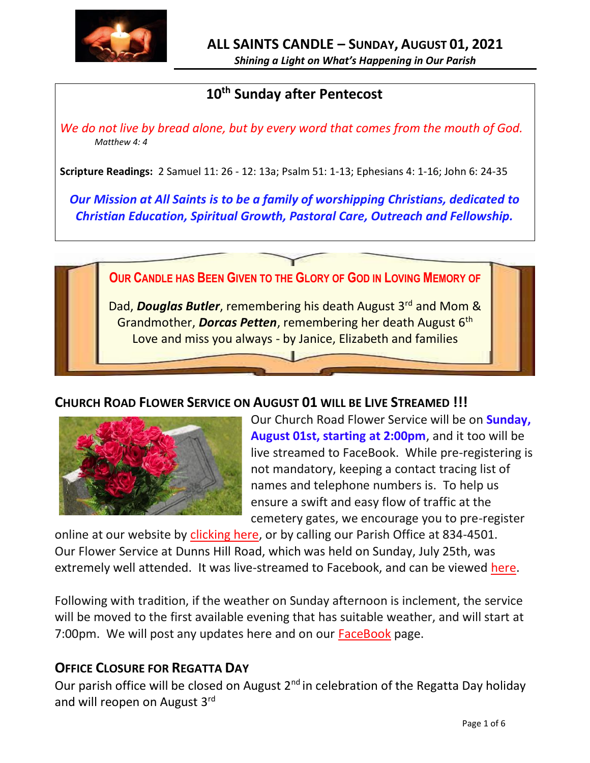# ALL SAINTS CANDLE – SUNDAY, AUGUST 01, 2021

*Shining a Light on What's Happening in Our Parish*

## 10th Sunday after Pentecost

*We do not live by bread alone, but by every word that comes from the mouth of God.*
*Matthew 4: 4*

**Scripture Readings:** 2 Samuel 11: 26 - 12: 13a; Psalm 51: 1-13; Ephesians 4: 1-16; John 6: 24-35

***Our Mission at All Saints is to be a family of worshipping Christians, dedicated to Christian Education, Spiritual Growth, Pastoral Care, Outreach and Fellowship.***

**OUR CANDLE HAS BEEN GIVEN TO THE GLORY OF GOD IN LOVING MEMORY OF**

Dad, ***Douglas Butler***, remembering his death August 3rd and Mom & Grandmother, ***Dorcas Petten***, remembering her death August 6th
Love and miss you always - by Janice, Elizabeth and families

## CHURCH ROAD FLOWER SERVICE ON AUGUST 01 WILL BE LIVE STREAMED !!!

Our Church Road Flower Service will be on **Sunday, August 01st, starting at 2:00pm**, and it too will be live streamed to FaceBook. While pre-registering is not mandatory, keeping a contact tracing list of names and telephone numbers is. To help us ensure a swift and easy flow of traffic at the cemetery gates, we encourage you to pre-register online at our website by clicking here, or by calling our Parish Office at 834-4501. Our Flower Service at Dunns Hill Road, which was held on Sunday, July 25th, was extremely well attended. It was live-streamed to Facebook, and can be viewed here.

Following with tradition, if the weather on Sunday afternoon is inclement, the service will be moved to the first available evening that has suitable weather, and will start at 7:00pm. We will post any updates here and on our FaceBook page.

## OFFICE CLOSURE FOR REGATTA DAY

Our parish office will be closed on August 2nd in celebration of the Regatta Day holiday and will reopen on August 3rd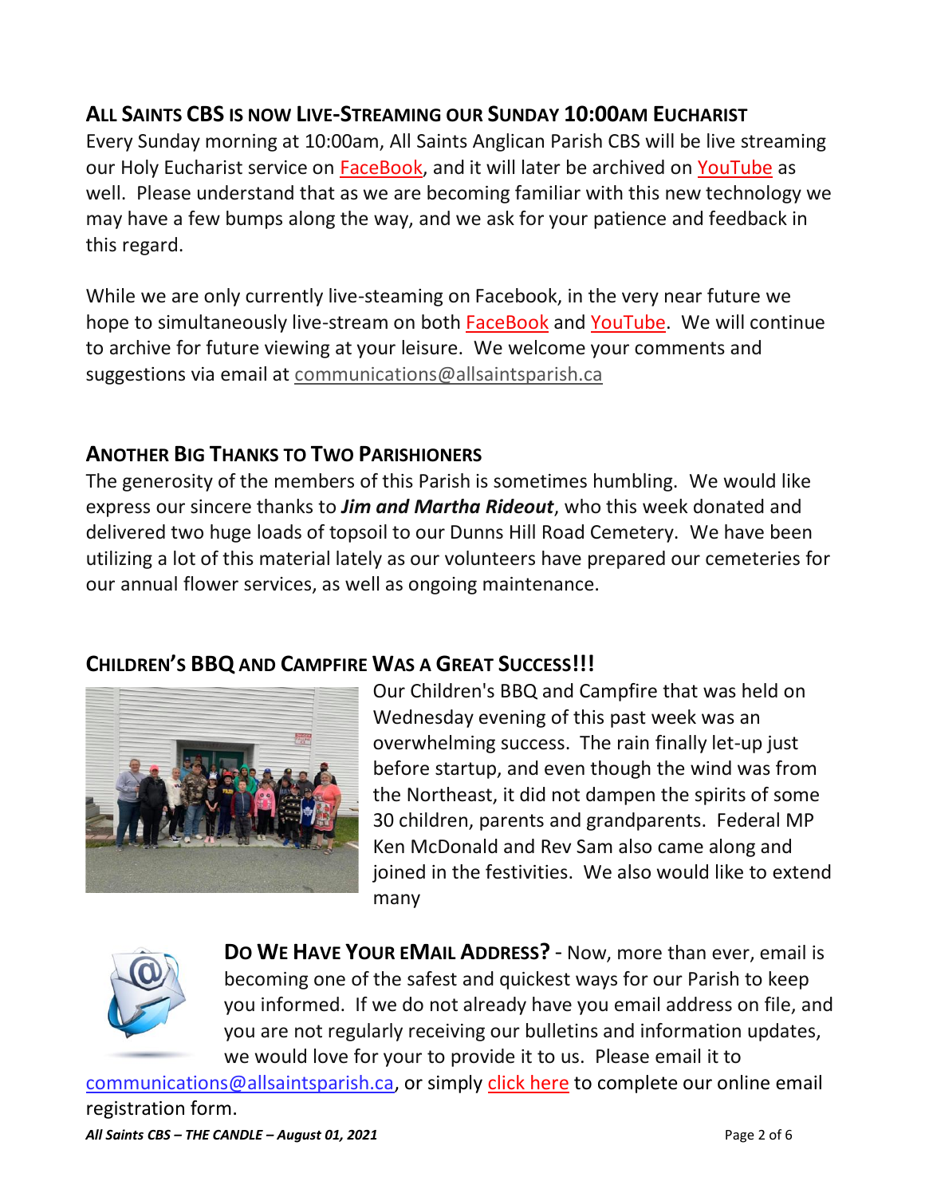## All Saints CBS is now Live-Streaming our Sunday 10:00am Eucharist

Every Sunday morning at 10:00am, All Saints Anglican Parish CBS will be live streaming our Holy Eucharist service on FaceBook, and it will later be archived on YouTube as well. Please understand that as we are becoming familiar with this new technology we may have a few bumps along the way, and we ask for your patience and feedback in this regard.

While we are only currently live-steaming on Facebook, in the very near future we hope to simultaneously live-stream on both FaceBook and YouTube. We will continue to archive for future viewing at your leisure. We welcome your comments and suggestions via email at communications@allsaintsparish.ca

## Another Big Thanks to Two Parishioners

The generosity of the members of this Parish is sometimes humbling. We would like express our sincere thanks to ***Jim and Martha Rideout***, who this week donated and delivered two huge loads of topsoil to our Dunns Hill Road Cemetery. We have been utilizing a lot of this material lately as our volunteers have prepared our cemeteries for our annual flower services, as well as ongoing maintenance.

## Children's BBQ and Campfire Was a Great Success!!!

Our Children's BBQ and Campfire that was held on Wednesday evening of this past week was an overwhelming success. The rain finally let-up just before startup, and even though the wind was from the Northeast, it did not dampen the spirits of some 30 children, parents and grandparents. Federal MP Ken McDonald and Rev Sam also came along and joined in the festivities. We also would like to extend many

**Do We Have Your eMail Address?** - Now, more than ever, email is becoming one of the safest and quickest ways for our Parish to keep you informed. If we do not already have you email address on file, and you are not regularly receiving our bulletins and information updates, we would love for your to provide it to us. Please email it to communications@allsaintsparish.ca, or simply click here to complete our online email registration form.

*All Saints CBS – THE CANDLE – August 01, 2021*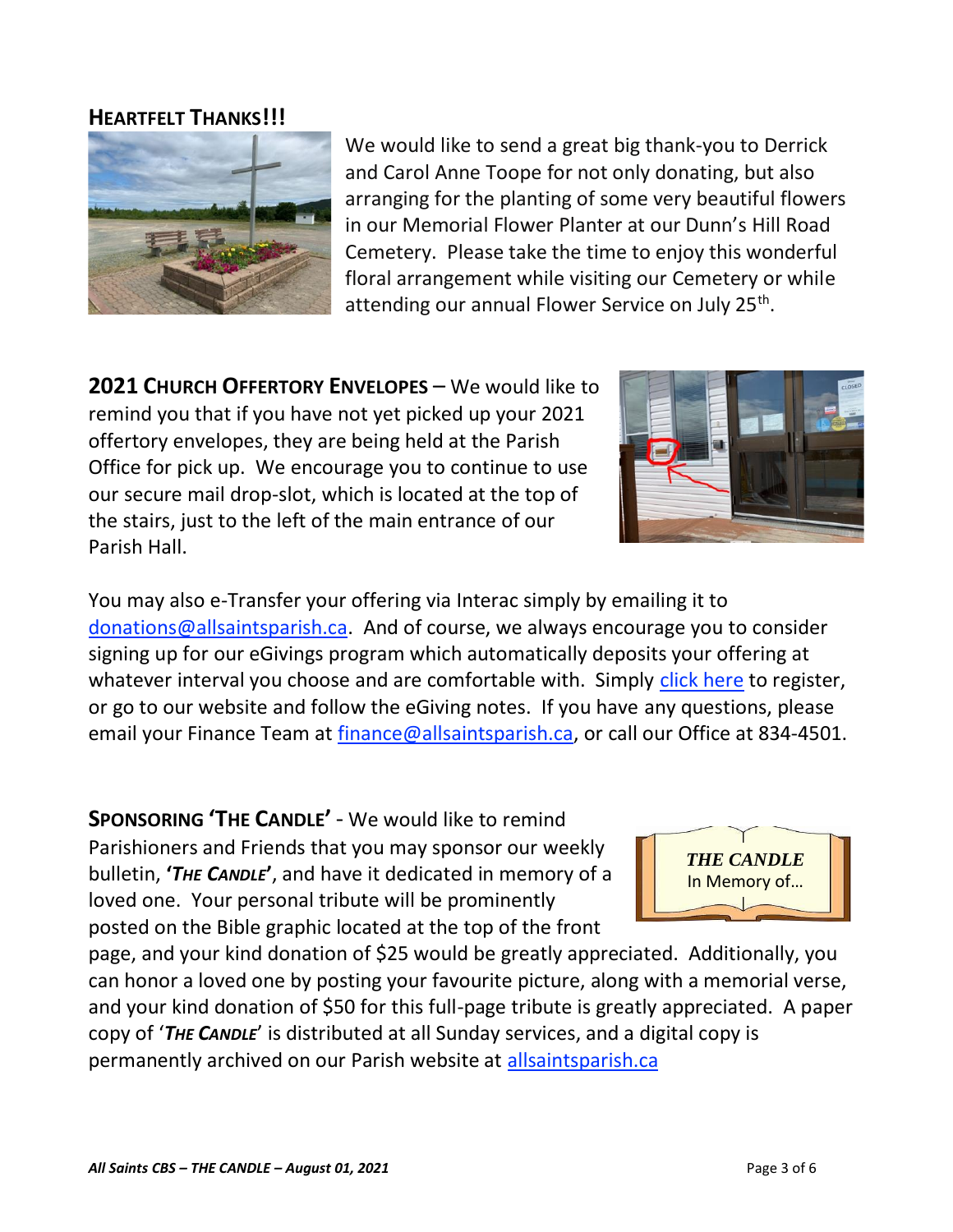## HEARTFELT THANKS!!!

We would like to send a great big thank-you to Derrick and Carol Anne Toope for not only donating, but also arranging for the planting of some very beautiful flowers in our Memorial Flower Planter at our Dunn's Hill Road Cemetery. Please take the time to enjoy this wonderful floral arrangement while visiting our Cemetery or while attending our annual Flower Service on July 25th.

**2021 CHURCH OFFERTORY ENVELOPES** – We would like to remind you that if you have not yet picked up your 2021 offertory envelopes, they are being held at the Parish Office for pick up. We encourage you to continue to use our secure mail drop-slot, which is located at the top of the stairs, just to the left of the main entrance of our Parish Hall.

You may also e-Transfer your offering via Interac simply by emailing it to donations@allsaintsparish.ca. And of course, we always encourage you to consider signing up for our eGivings program which automatically deposits your offering at whatever interval you choose and are comfortable with. Simply click here to register, or go to our website and follow the eGiving notes. If you have any questions, please email your Finance Team at finance@allsaintsparish.ca, or call our Office at 834-4501.

**SPONSORING 'THE CANDLE'** - We would like to remind Parishioners and Friends that you may sponsor our weekly bulletin, **'*THE CANDLE*'**, and have it dedicated in memory of a loved one. Your personal tribute will be prominently posted on the Bible graphic located at the top of the front page, and your kind donation of $25 would be greatly appreciated. Additionally, you can honor a loved one by posting your favourite picture, along with a memorial verse, and your kind donation of $50 for this full-page tribute is greatly appreciated. A paper copy of '***THE CANDLE***' is distributed at all Sunday services, and a digital copy is permanently archived on our Parish website at allsaintsparish.ca

***THE CANDLE***
In Memory of...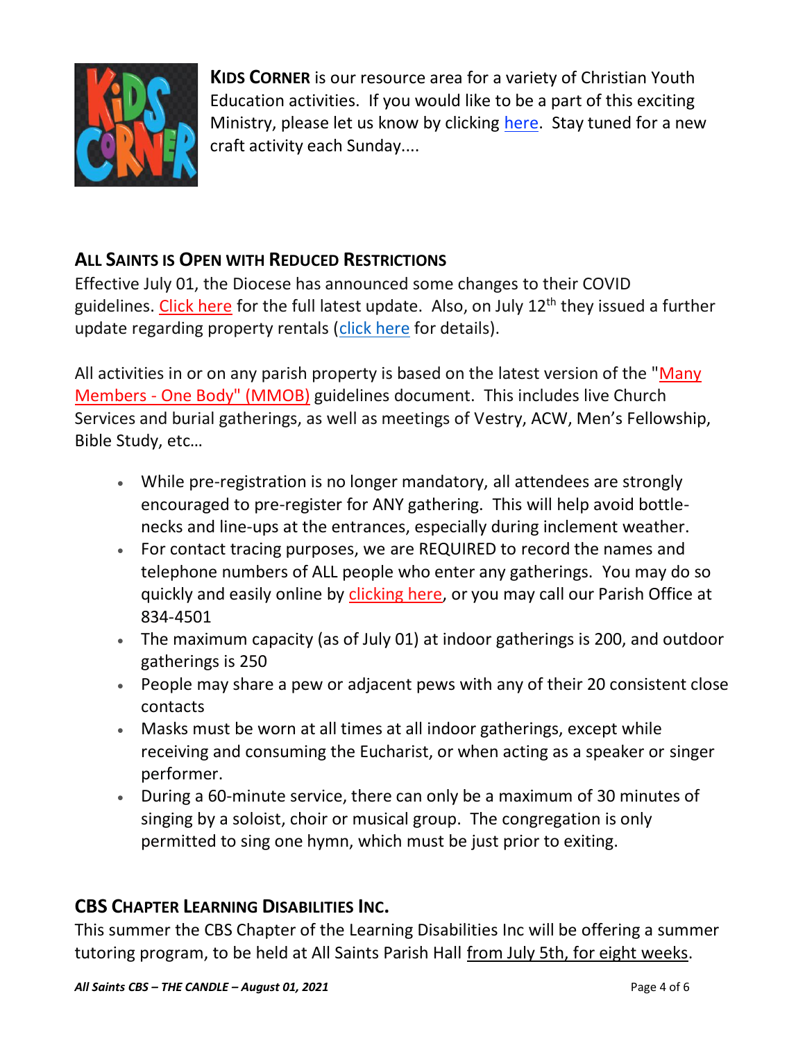**KIDS CORNER** is our resource area for a variety of Christian Youth Education activities. If you would like to be a part of this exciting Ministry, please let us know by clicking here. Stay tuned for a new craft activity each Sunday....

## ALL SAINTS IS OPEN WITH REDUCED RESTRICTIONS

Effective July 01, the Diocese has announced some changes to their COVID guidelines. Click here for the full latest update. Also, on July 12th they issued a further update regarding property rentals (click here for details).

All activities in or on any parish property is based on the latest version of the "Many Members - One Body" (MMOB) guidelines document. This includes live Church Services and burial gatherings, as well as meetings of Vestry, ACW, Men's Fellowship, Bible Study, etc…

- While pre-registration is no longer mandatory, all attendees are strongly encouraged to pre-register for ANY gathering. This will help avoid bottle-necks and line-ups at the entrances, especially during inclement weather.
- For contact tracing purposes, we are REQUIRED to record the names and telephone numbers of ALL people who enter any gatherings. You may do so quickly and easily online by clicking here, or you may call our Parish Office at 834-4501
- The maximum capacity (as of July 01) at indoor gatherings is 200, and outdoor gatherings is 250
- People may share a pew or adjacent pews with any of their 20 consistent close contacts
- Masks must be worn at all times at all indoor gatherings, except while receiving and consuming the Eucharist, or when acting as a speaker or singer performer.
- During a 60-minute service, there can only be a maximum of 30 minutes of singing by a soloist, choir or musical group. The congregation is only permitted to sing one hymn, which must be just prior to exiting.

## CBS CHAPTER LEARNING DISABILITIES INC.

This summer the CBS Chapter of the Learning Disabilities Inc will be offering a summer tutoring program, to be held at All Saints Parish Hall from July 5th, for eight weeks.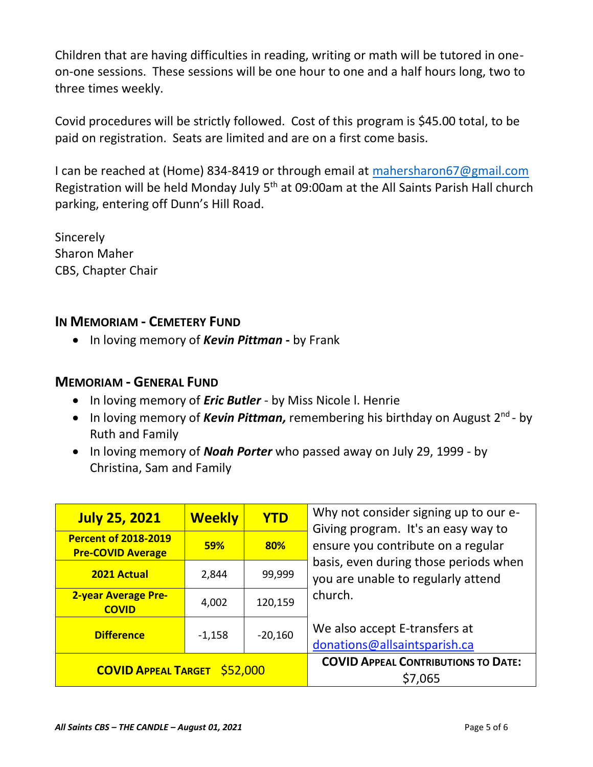Children that are having difficulties in reading, writing or math will be tutored in one-on-one sessions. These sessions will be one hour to one and a half hours long, two to three times weekly.

Covid procedures will be strictly followed. Cost of this program is $45.00 total, to be paid on registration. Seats are limited and are on a first come basis.

I can be reached at (Home) 834-8419 or through email at [mahersharon67@gmail.com](mailto:mahersharon67@gmail.com) Registration will be held Monday July 5th at 09:00am at the All Saints Parish Hall church parking, entering off Dunn's Hill Road.

Sincerely
Sharon Maher
CBS, Chapter Chair

## IN MEMORIAM - CEMETERY FUND

- In loving memory of ***Kevin Pittman*** **-** by Frank

## MEMORIAM - GENERAL FUND

- In loving memory of ***Eric Butler*** - by Miss Nicole l. Henrie
- In loving memory of ***Kevin Pittman,*** remembering his birthday on August 2nd - by Ruth and Family
- In loving memory of ***Noah Porter*** who passed away on July 29, 1999 - by Christina, Sam and Family

| July 25, 2021 | Weekly | YTD |
|---|---|---|
| **Percent of 2018-2019 Pre-COVID Average** | **59%** | **80%** |
| **2021 Actual** | 2,844 | 99,999 |
| **2-year Average Pre-COVID** | 4,002 | 120,159 |
| **Difference** | -1,158 | -20,160 |
| **COVID APPEAL TARGET** $52,000 | | |

Why not consider signing up to our e-Giving program. It's an easy way to ensure you contribute on a regular basis, even during those periods when you are unable to regularly attend church.

We also accept E-transfers at [donations@allsaintsparish.ca](mailto:donations@allsaintsparish.ca)

**COVID APPEAL CONTRIBUTIONS TO DATE:** $7,065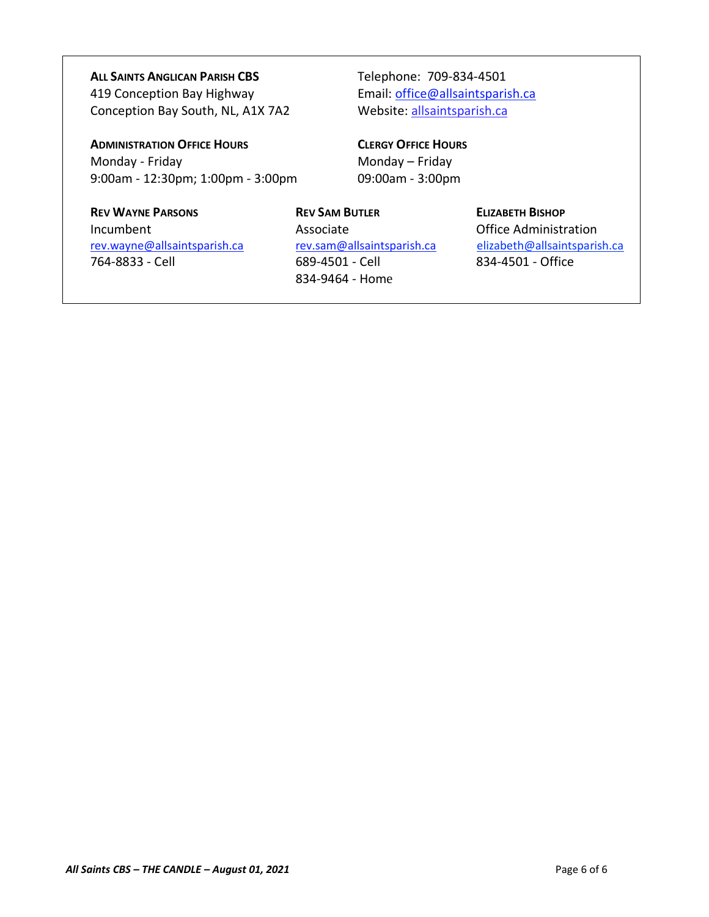**All Saints Anglican Parish CBS**
419 Conception Bay Highway
Conception Bay South, NL, A1X 7A2

Telephone: 709-834-4501
Email: office@allsaintsparish.ca
Website: allsaintsparish.ca

**Administration Office Hours**
Monday - Friday
9:00am - 12:30pm; 1:00pm - 3:00pm

**Clergy Office Hours**
Monday – Friday
09:00am - 3:00pm

**Rev Wayne Parsons**
Incumbent
rev.wayne@allsaintsparish.ca
764-8833 - Cell

**Rev Sam Butler**
Associate
rev.sam@allsaintsparish.ca
689-4501 - Cell
834-9464 - Home

**Elizabeth Bishop**
Office Administration
elizabeth@allsaintsparish.ca
834-4501 - Office